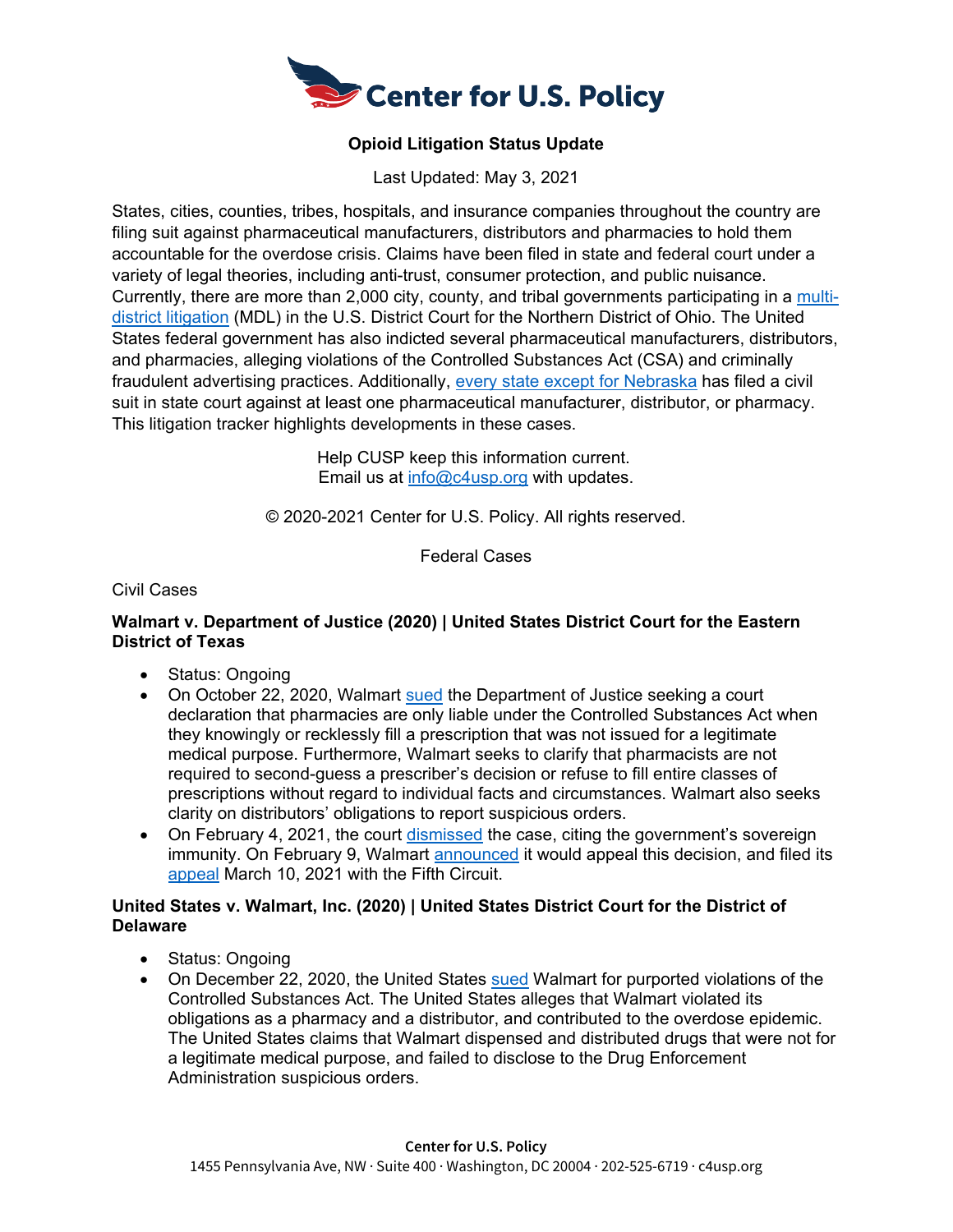Center for U.S. Policy

# Opioid Litigation Status Update

Last Updated: May 3, 2021

States, cities, counties, tribes, hospitals, and insurance companies throughout the country are filing suit against pharmaceutical manufacturers, distributors and pharmacies to hold them accountable for the overdose crisis. Claims have been filed in state and federal court under a variety of legal theories, including anti-trust, consumer protection, and public nuisance. Currently, there are more than 2,000 city, county, and tribal governments participating in a multi-district litigation (MDL) in the U.S. District Court for the Northern District of Ohio. The United States federal government has also indicted several pharmaceutical manufacturers, distributors, and pharmacies, alleging violations of the Controlled Substances Act (CSA) and criminally fraudulent advertising practices. Additionally, every state except for Nebraska has filed a civil suit in state court against at least one pharmaceutical manufacturer, distributor, or pharmacy. This litigation tracker highlights developments in these cases.

Help CUSP keep this information current.
Email us at info@c4usp.org with updates.

© 2020-2021 Center for U.S. Policy. All rights reserved.

## Federal Cases

### Civil Cases

#### Walmart v. Department of Justice (2020) | United States District Court for the Eastern District of Texas

- Status: Ongoing
- On October 22, 2020, Walmart sued the Department of Justice seeking a court declaration that pharmacies are only liable under the Controlled Substances Act when they knowingly or recklessly fill a prescription that was not issued for a legitimate medical purpose. Furthermore, Walmart seeks to clarify that pharmacists are not required to second-guess a prescriber's decision or refuse to fill entire classes of prescriptions without regard to individual facts and circumstances. Walmart also seeks clarity on distributors' obligations to report suspicious orders.
- On February 4, 2021, the court dismissed the case, citing the government's sovereign immunity. On February 9, Walmart announced it would appeal this decision, and filed its appeal March 10, 2021 with the Fifth Circuit.

#### United States v. Walmart, Inc. (2020) | United States District Court for the District of Delaware

- Status: Ongoing
- On December 22, 2020, the United States sued Walmart for purported violations of the Controlled Substances Act. The United States alleges that Walmart violated its obligations as a pharmacy and a distributor, and contributed to the overdose epidemic. The United States claims that Walmart dispensed and distributed drugs that were not for a legitimate medical purpose, and failed to disclose to the Drug Enforcement Administration suspicious orders.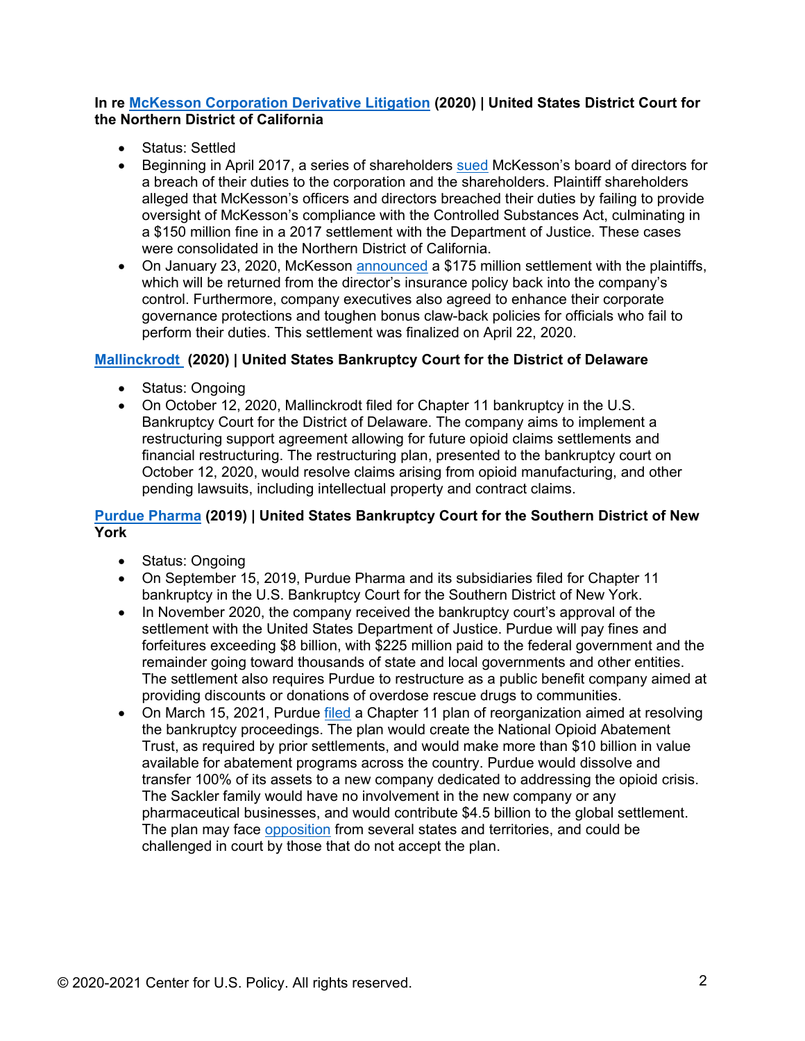**In re McKesson Corporation Derivative Litigation (2020) | United States District Court for the Northern District of California**

- Status: Settled
- Beginning in April 2017, a series of shareholders sued McKesson's board of directors for a breach of their duties to the corporation and the shareholders. Plaintiff shareholders alleged that McKesson's officers and directors breached their duties by failing to provide oversight of McKesson's compliance with the Controlled Substances Act, culminating in a $150 million fine in a 2017 settlement with the Department of Justice. These cases were consolidated in the Northern District of California.
- On January 23, 2020, McKesson announced a $175 million settlement with the plaintiffs, which will be returned from the director's insurance policy back into the company's control. Furthermore, company executives also agreed to enhance their corporate governance protections and toughen bonus claw-back policies for officials who fail to perform their duties. This settlement was finalized on April 22, 2020.

**Mallinckrodt (2020) | United States Bankruptcy Court for the District of Delaware**

- Status: Ongoing
- On October 12, 2020, Mallinckrodt filed for Chapter 11 bankruptcy in the U.S. Bankruptcy Court for the District of Delaware. The company aims to implement a restructuring support agreement allowing for future opioid claims settlements and financial restructuring. The restructuring plan, presented to the bankruptcy court on October 12, 2020, would resolve claims arising from opioid manufacturing, and other pending lawsuits, including intellectual property and contract claims.

**Purdue Pharma (2019) | United States Bankruptcy Court for the Southern District of New York**

- Status: Ongoing
- On September 15, 2019, Purdue Pharma and its subsidiaries filed for Chapter 11 bankruptcy in the U.S. Bankruptcy Court for the Southern District of New York.
- In November 2020, the company received the bankruptcy court's approval of the settlement with the United States Department of Justice. Purdue will pay fines and forfeitures exceeding $8 billion, with $225 million paid to the federal government and the remainder going toward thousands of state and local governments and other entities. The settlement also requires Purdue to restructure as a public benefit company aimed at providing discounts or donations of overdose rescue drugs to communities.
- On March 15, 2021, Purdue filed a Chapter 11 plan of reorganization aimed at resolving the bankruptcy proceedings. The plan would create the National Opioid Abatement Trust, as required by prior settlements, and would make more than $10 billion in value available for abatement programs across the country. Purdue would dissolve and transfer 100% of its assets to a new company dedicated to addressing the opioid crisis. The Sackler family would have no involvement in the new company or any pharmaceutical businesses, and would contribute $4.5 billion to the global settlement. The plan may face opposition from several states and territories, and could be challenged in court by those that do not accept the plan.

© 2020-2021 Center for U.S. Policy. All rights reserved.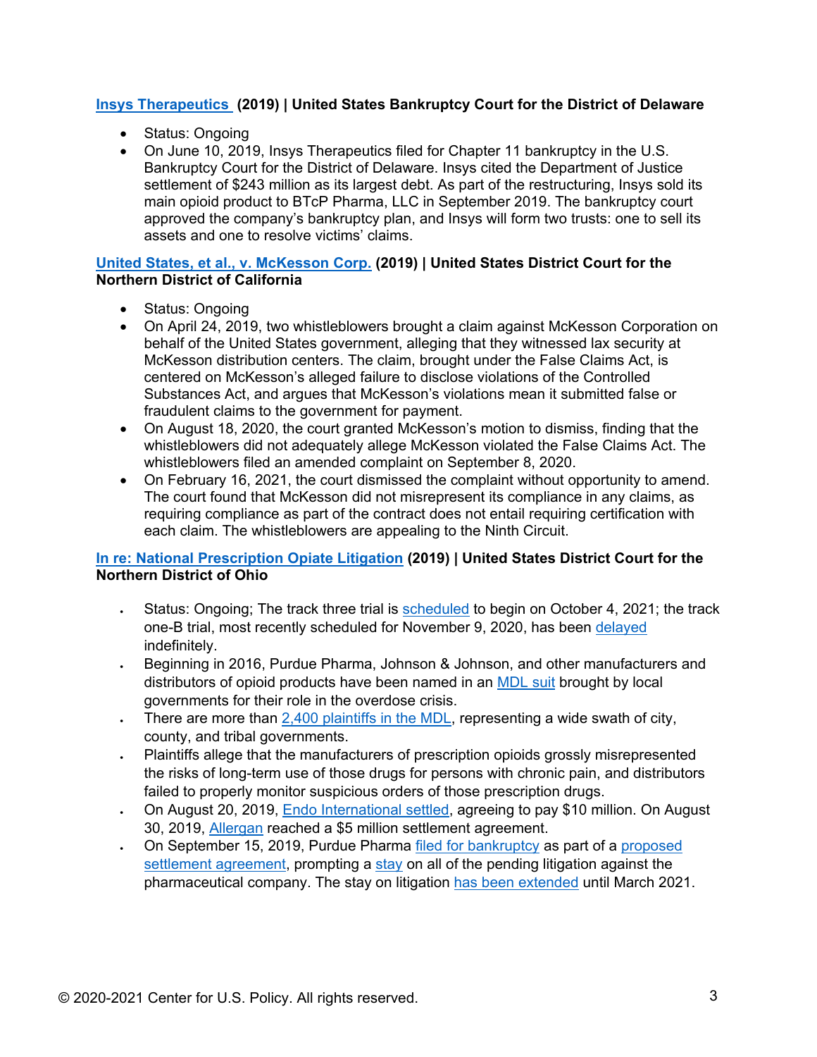**Insys Therapeutics (2019) | United States Bankruptcy Court for the District of Delaware**

- Status: Ongoing
- On June 10, 2019, Insys Therapeutics filed for Chapter 11 bankruptcy in the U.S. Bankruptcy Court for the District of Delaware. Insys cited the Department of Justice settlement of $243 million as its largest debt. As part of the restructuring, Insys sold its main opioid product to BTcP Pharma, LLC in September 2019. The bankruptcy court approved the company's bankruptcy plan, and Insys will form two trusts: one to sell its assets and one to resolve victims' claims.

**United States, et al., v. McKesson Corp. (2019) | United States District Court for the Northern District of California**

- Status: Ongoing
- On April 24, 2019, two whistleblowers brought a claim against McKesson Corporation on behalf of the United States government, alleging that they witnessed lax security at McKesson distribution centers. The claim, brought under the False Claims Act, is centered on McKesson's alleged failure to disclose violations of the Controlled Substances Act, and argues that McKesson's violations mean it submitted false or fraudulent claims to the government for payment.
- On August 18, 2020, the court granted McKesson's motion to dismiss, finding that the whistleblowers did not adequately allege McKesson violated the False Claims Act. The whistleblowers filed an amended complaint on September 8, 2020.
- On February 16, 2021, the court dismissed the complaint without opportunity to amend. The court found that McKesson did not misrepresent its compliance in any claims, as requiring compliance as part of the contract does not entail requiring certification with each claim. The whistleblowers are appealing to the Ninth Circuit.

**In re: National Prescription Opiate Litigation (2019) | United States District Court for the Northern District of Ohio**

- Status: Ongoing; The track three trial is scheduled to begin on October 4, 2021; the track one-B trial, most recently scheduled for November 9, 2020, has been delayed indefinitely.
- Beginning in 2016, Purdue Pharma, Johnson & Johnson, and other manufacturers and distributors of opioid products have been named in an MDL suit brought by local governments for their role in the overdose crisis.
- There are more than 2,400 plaintiffs in the MDL, representing a wide swath of city, county, and tribal governments.
- Plaintiffs allege that the manufacturers of prescription opioids grossly misrepresented the risks of long-term use of those drugs for persons with chronic pain, and distributors failed to properly monitor suspicious orders of those prescription drugs.
- On August 20, 2019, Endo International settled, agreeing to pay $10 million. On August 30, 2019, Allergan reached a $5 million settlement agreement.
- On September 15, 2019, Purdue Pharma filed for bankruptcy as part of a proposed settlement agreement, prompting a stay on all of the pending litigation against the pharmaceutical company. The stay on litigation has been extended until March 2021.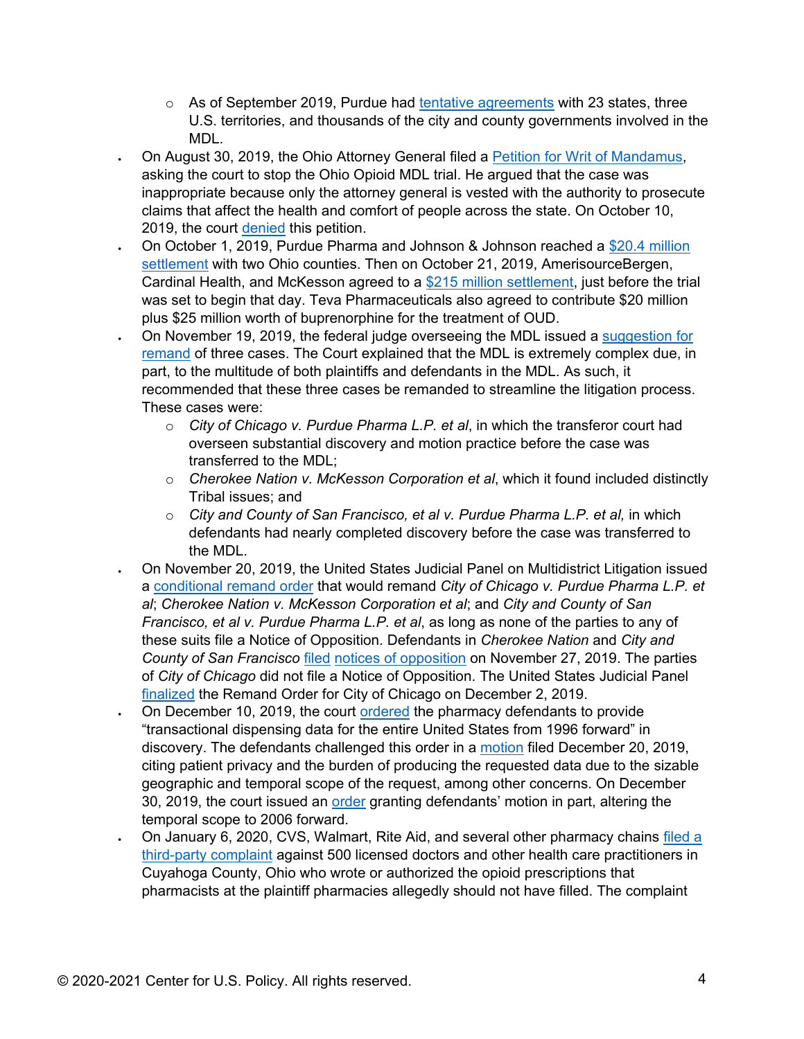- As of September 2019, Purdue had tentative agreements with 23 states, three U.S. territories, and thousands of the city and county governments involved in the MDL.
- On August 30, 2019, the Ohio Attorney General filed a Petition for Writ of Mandamus, asking the court to stop the Ohio Opioid MDL trial. He argued that the case was inappropriate because only the attorney general is vested with the authority to prosecute claims that affect the health and comfort of people across the state. On October 10, 2019, the court denied this petition.
- On October 1, 2019, Purdue Pharma and Johnson & Johnson reached a $20.4 million settlement with two Ohio counties. Then on October 21, 2019, AmerisourceBergen, Cardinal Health, and McKesson agreed to a $215 million settlement, just before the trial was set to begin that day. Teva Pharmaceuticals also agreed to contribute $20 million plus $25 million worth of buprenorphine for the treatment of OUD.
- On November 19, 2019, the federal judge overseeing the MDL issued a suggestion for remand of three cases. The Court explained that the MDL is extremely complex due, in part, to the multitude of both plaintiffs and defendants in the MDL. As such, it recommended that these three cases be remanded to streamline the litigation process. These cases were:
    - *City of Chicago v. Purdue Pharma L.P. et al*, in which the transferor court had overseen substantial discovery and motion practice before the case was transferred to the MDL;
    - *Cherokee Nation v. McKesson Corporation et al*, which it found included distinctly Tribal issues; and
    - *City and County of San Francisco, et al v. Purdue Pharma L.P. et al,* in which defendants had nearly completed discovery before the case was transferred to the MDL.
- On November 20, 2019, the United States Judicial Panel on Multidistrict Litigation issued a conditional remand order that would remand *City of Chicago v. Purdue Pharma L.P. et al*; *Cherokee Nation v. McKesson Corporation et al*; and *City and County of San Francisco, et al v. Purdue Pharma L.P. et al*, as long as none of the parties to any of these suits file a Notice of Opposition. Defendants in *Cherokee Nation* and *City and County of San Francisco* filed notices of opposition on November 27, 2019. The parties of *City of Chicago* did not file a Notice of Opposition. The United States Judicial Panel finalized the Remand Order for City of Chicago on December 2, 2019.
- On December 10, 2019, the court ordered the pharmacy defendants to provide "transactional dispensing data for the entire United States from 1996 forward" in discovery. The defendants challenged this order in a motion filed December 20, 2019, citing patient privacy and the burden of producing the requested data due to the sizable geographic and temporal scope of the request, among other concerns. On December 30, 2019, the court issued an order granting defendants' motion in part, altering the temporal scope to 2006 forward.
- On January 6, 2020, CVS, Walmart, Rite Aid, and several other pharmacy chains filed a third-party complaint against 500 licensed doctors and other health care practitioners in Cuyahoga County, Ohio who wrote or authorized the opioid prescriptions that pharmacists at the plaintiff pharmacies allegedly should not have filled. The complaint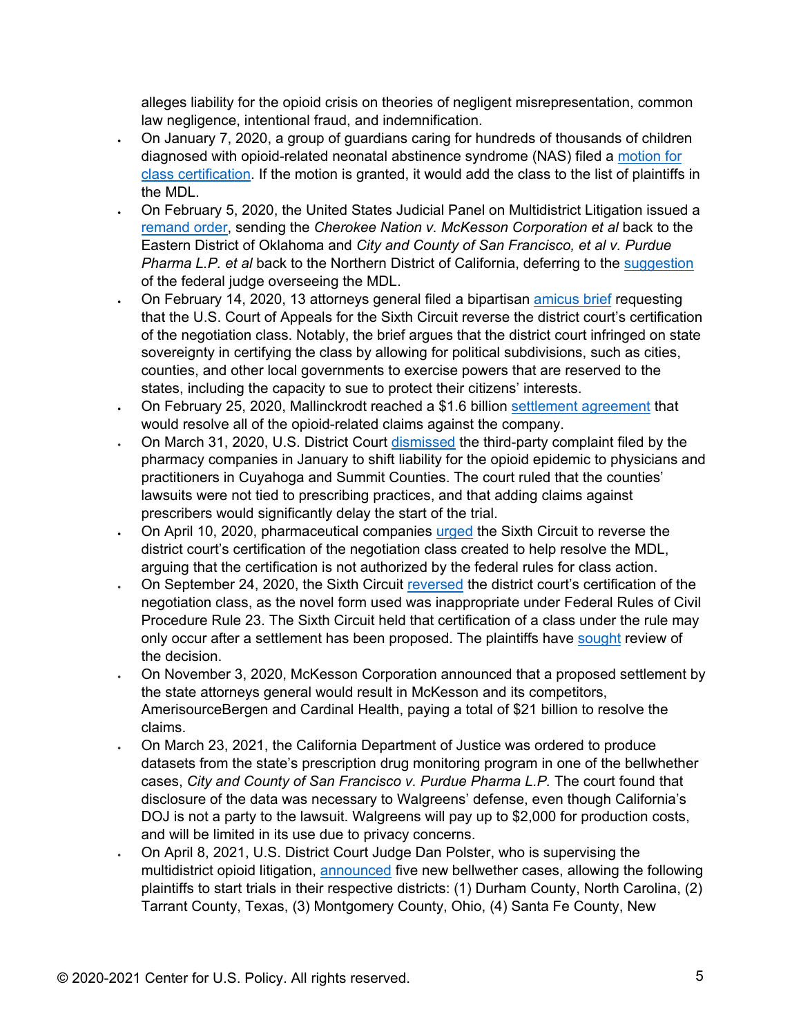alleges liability for the opioid crisis on theories of negligent misrepresentation, common law negligence, intentional fraud, and indemnification.

- On January 7, 2020, a group of guardians caring for hundreds of thousands of children diagnosed with opioid-related neonatal abstinence syndrome (NAS) filed a motion for class certification. If the motion is granted, it would add the class to the list of plaintiffs in the MDL.
- On February 5, 2020, the United States Judicial Panel on Multidistrict Litigation issued a remand order, sending the *Cherokee Nation v. McKesson Corporation et al* back to the Eastern District of Oklahoma and *City and County of San Francisco, et al v. Purdue Pharma L.P. et al* back to the Northern District of California, deferring to the suggestion of the federal judge overseeing the MDL.
- On February 14, 2020, 13 attorneys general filed a bipartisan amicus brief requesting that the U.S. Court of Appeals for the Sixth Circuit reverse the district court's certification of the negotiation class. Notably, the brief argues that the district court infringed on state sovereignty in certifying the class by allowing for political subdivisions, such as cities, counties, and other local governments to exercise powers that are reserved to the states, including the capacity to sue to protect their citizens' interests.
- On February 25, 2020, Mallinckrodt reached a $1.6 billion settlement agreement that would resolve all of the opioid-related claims against the company.
- On March 31, 2020, U.S. District Court dismissed the third-party complaint filed by the pharmacy companies in January to shift liability for the opioid epidemic to physicians and practitioners in Cuyahoga and Summit Counties. The court ruled that the counties' lawsuits were not tied to prescribing practices, and that adding claims against prescribers would significantly delay the start of the trial.
- On April 10, 2020, pharmaceutical companies urged the Sixth Circuit to reverse the district court's certification of the negotiation class created to help resolve the MDL, arguing that the certification is not authorized by the federal rules for class action.
- On September 24, 2020, the Sixth Circuit reversed the district court's certification of the negotiation class, as the novel form used was inappropriate under Federal Rules of Civil Procedure Rule 23. The Sixth Circuit held that certification of a class under the rule may only occur after a settlement has been proposed. The plaintiffs have sought review of the decision.
- On November 3, 2020, McKesson Corporation announced that a proposed settlement by the state attorneys general would result in McKesson and its competitors, AmerisourceBergen and Cardinal Health, paying a total of $21 billion to resolve the claims.
- On March 23, 2021, the California Department of Justice was ordered to produce datasets from the state's prescription drug monitoring program in one of the bellwether cases, *City and County of San Francisco v. Purdue Pharma L.P.* The court found that disclosure of the data was necessary to Walgreens' defense, even though California's DOJ is not a party to the lawsuit. Walgreens will pay up to $2,000 for production costs, and will be limited in its use due to privacy concerns.
- On April 8, 2021, U.S. District Court Judge Dan Polster, who is supervising the multidistrict opioid litigation, announced five new bellwether cases, allowing the following plaintiffs to start trials in their respective districts: (1) Durham County, North Carolina, (2) Tarrant County, Texas, (3) Montgomery County, Ohio, (4) Santa Fe County, New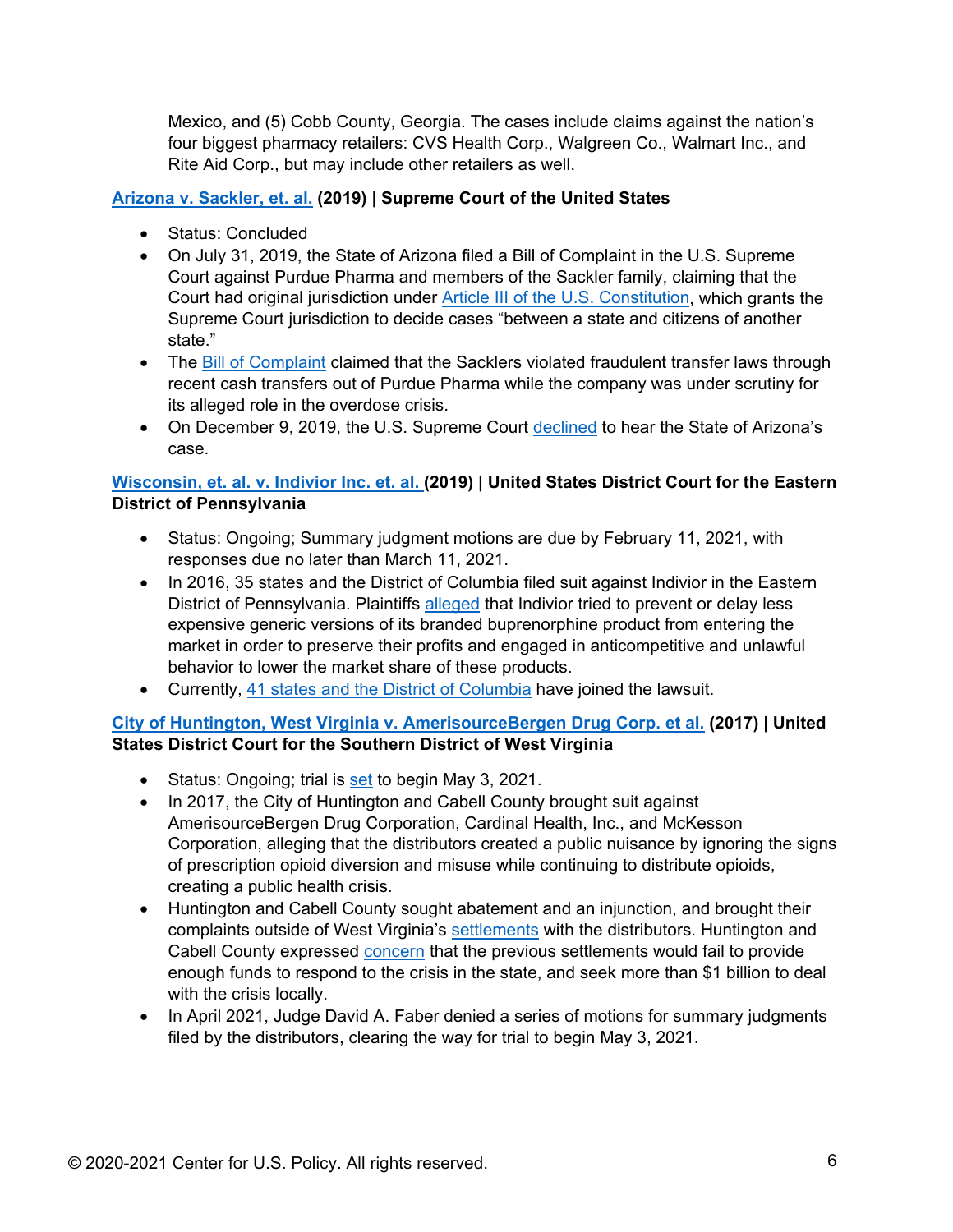Mexico, and (5) Cobb County, Georgia. The cases include claims against the nation's four biggest pharmacy retailers: CVS Health Corp., Walgreen Co., Walmart Inc., and Rite Aid Corp., but may include other retailers as well.

**Arizona v. Sackler, et. al. (2019) | Supreme Court of the United States**

- Status: Concluded
- On July 31, 2019, the State of Arizona filed a Bill of Complaint in the U.S. Supreme Court against Purdue Pharma and members of the Sackler family, claiming that the Court had original jurisdiction under Article III of the U.S. Constitution, which grants the Supreme Court jurisdiction to decide cases "between a state and citizens of another state."
- The Bill of Complaint claimed that the Sacklers violated fraudulent transfer laws through recent cash transfers out of Purdue Pharma while the company was under scrutiny for its alleged role in the overdose crisis.
- On December 9, 2019, the U.S. Supreme Court declined to hear the State of Arizona's case.

**Wisconsin, et. al. v. Indivior Inc. et. al. (2019) | United States District Court for the Eastern District of Pennsylvania**

- Status: Ongoing; Summary judgment motions are due by February 11, 2021, with responses due no later than March 11, 2021.
- In 2016, 35 states and the District of Columbia filed suit against Indivior in the Eastern District of Pennsylvania. Plaintiffs alleged that Indivior tried to prevent or delay less expensive generic versions of its branded buprenorphine product from entering the market in order to preserve their profits and engaged in anticompetitive and unlawful behavior to lower the market share of these products.
- Currently, 41 states and the District of Columbia have joined the lawsuit.

**City of Huntington, West Virginia v. AmerisourceBergen Drug Corp. et al. (2017) | United States District Court for the Southern District of West Virginia**

- Status: Ongoing; trial is set to begin May 3, 2021.
- In 2017, the City of Huntington and Cabell County brought suit against AmerisourceBergen Drug Corporation, Cardinal Health, Inc., and McKesson Corporation, alleging that the distributors created a public nuisance by ignoring the signs of prescription opioid diversion and misuse while continuing to distribute opioids, creating a public health crisis.
- Huntington and Cabell County sought abatement and an injunction, and brought their complaints outside of West Virginia's settlements with the distributors. Huntington and Cabell County expressed concern that the previous settlements would fail to provide enough funds to respond to the crisis in the state, and seek more than $1 billion to deal with the crisis locally.
- In April 2021, Judge David A. Faber denied a series of motions for summary judgments filed by the distributors, clearing the way for trial to begin May 3, 2021.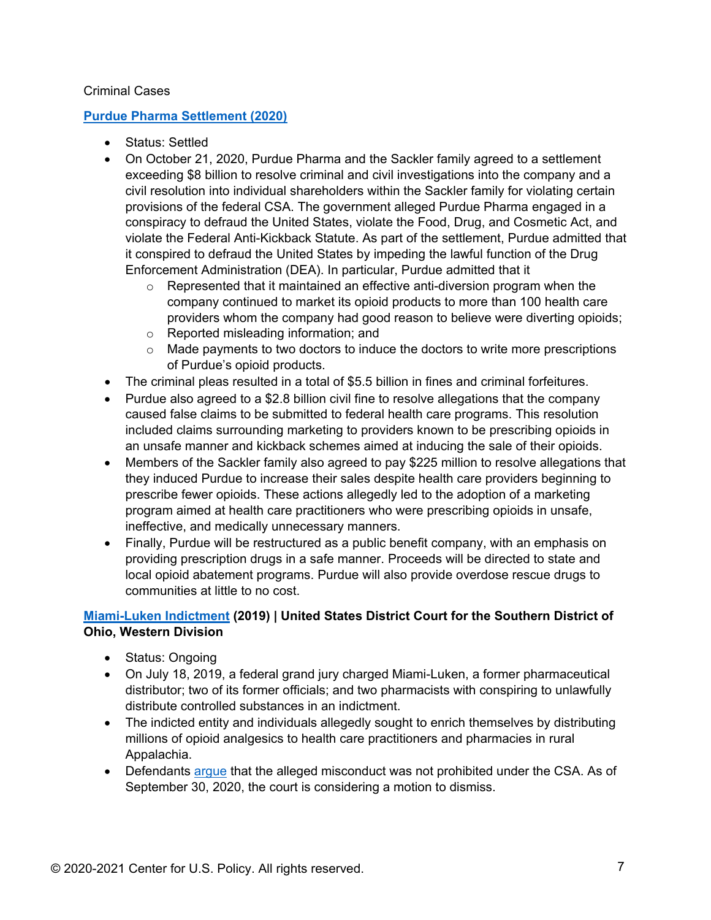Criminal Cases

### [Purdue Pharma Settlement (2020)]

- Status: Settled
- On October 21, 2020, Purdue Pharma and the Sackler family agreed to a settlement exceeding $8 billion to resolve criminal and civil investigations into the company and a civil resolution into individual shareholders within the Sackler family for violating certain provisions of the federal CSA. The government alleged Purdue Pharma engaged in a conspiracy to defraud the United States, violate the Food, Drug, and Cosmetic Act, and violate the Federal Anti-Kickback Statute. As part of the settlement, Purdue admitted that it conspired to defraud the United States by impeding the lawful function of the Drug Enforcement Administration (DEA). In particular, Purdue admitted that it
    - Represented that it maintained an effective anti-diversion program when the company continued to market its opioid products to more than 100 health care providers whom the company had good reason to believe were diverting opioids;
    - Reported misleading information; and
    - Made payments to two doctors to induce the doctors to write more prescriptions of Purdue's opioid products.
- The criminal pleas resulted in a total of $5.5 billion in fines and criminal forfeitures.
- Purdue also agreed to a $2.8 billion civil fine to resolve allegations that the company caused false claims to be submitted to federal health care programs. This resolution included claims surrounding marketing to providers known to be prescribing opioids in an unsafe manner and kickback schemes aimed at inducing the sale of their opioids.
- Members of the Sackler family also agreed to pay $225 million to resolve allegations that they induced Purdue to increase their sales despite health care providers beginning to prescribe fewer opioids. These actions allegedly led to the adoption of a marketing program aimed at health care practitioners who were prescribing opioids in unsafe, ineffective, and medically unnecessary manners.
- Finally, Purdue will be restructured as a public benefit company, with an emphasis on providing prescription drugs in a safe manner. Proceeds will be directed to state and local opioid abatement programs. Purdue will also provide overdose rescue drugs to communities at little to no cost.

### Miami-Luken Indictment (2019) | United States District Court for the Southern District of Ohio, Western Division

- Status: Ongoing
- On July 18, 2019, a federal grand jury charged Miami-Luken, a former pharmaceutical distributor; two of its former officials; and two pharmacists with conspiring to unlawfully distribute controlled substances in an indictment.
- The indicted entity and individuals allegedly sought to enrich themselves by distributing millions of opioid analgesics to health care practitioners and pharmacies in rural Appalachia.
- Defendants argue that the alleged misconduct was not prohibited under the CSA. As of September 30, 2020, the court is considering a motion to dismiss.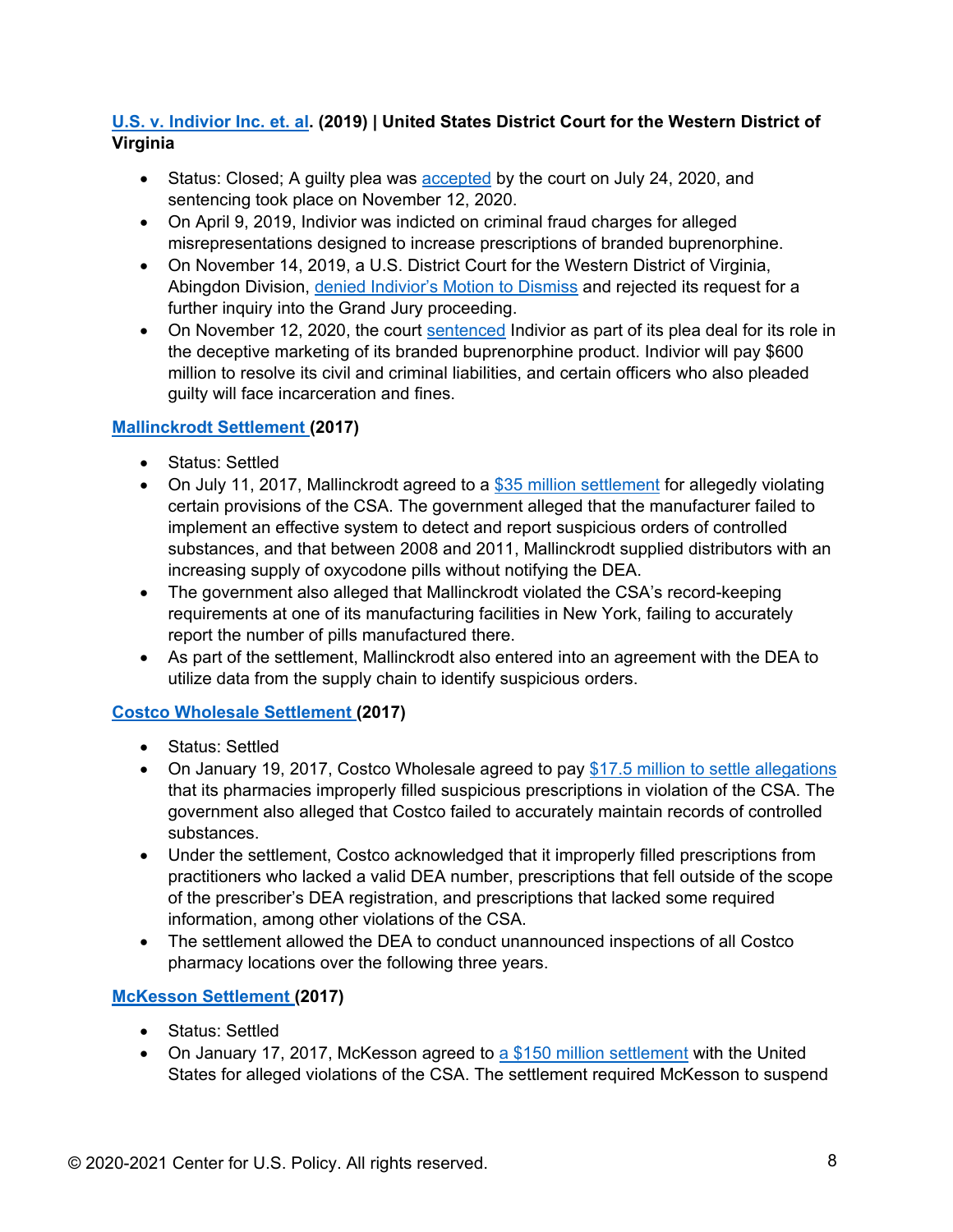**U.S. v. Indivior Inc. et. al. (2019) | United States District Court for the Western District of Virginia**

- Status: Closed; A guilty plea was accepted by the court on July 24, 2020, and sentencing took place on November 12, 2020.
- On April 9, 2019, Indivior was indicted on criminal fraud charges for alleged misrepresentations designed to increase prescriptions of branded buprenorphine.
- On November 14, 2019, a U.S. District Court for the Western District of Virginia, Abingdon Division, denied Indivior's Motion to Dismiss and rejected its request for a further inquiry into the Grand Jury proceeding.
- On November 12, 2020, the court sentenced Indivior as part of its plea deal for its role in the deceptive marketing of its branded buprenorphine product. Indivior will pay $600 million to resolve its civil and criminal liabilities, and certain officers who also pleaded guilty will face incarceration and fines.

**Mallinckrodt Settlement (2017)**

- Status: Settled
- On July 11, 2017, Mallinckrodt agreed to a $35 million settlement for allegedly violating certain provisions of the CSA. The government alleged that the manufacturer failed to implement an effective system to detect and report suspicious orders of controlled substances, and that between 2008 and 2011, Mallinckrodt supplied distributors with an increasing supply of oxycodone pills without notifying the DEA.
- The government also alleged that Mallinckrodt violated the CSA's record-keeping requirements at one of its manufacturing facilities in New York, failing to accurately report the number of pills manufactured there.
- As part of the settlement, Mallinckrodt also entered into an agreement with the DEA to utilize data from the supply chain to identify suspicious orders.

**Costco Wholesale Settlement (2017)**

- Status: Settled
- On January 19, 2017, Costco Wholesale agreed to pay $17.5 million to settle allegations that its pharmacies improperly filled suspicious prescriptions in violation of the CSA. The government also alleged that Costco failed to accurately maintain records of controlled substances.
- Under the settlement, Costco acknowledged that it improperly filled prescriptions from practitioners who lacked a valid DEA number, prescriptions that fell outside of the scope of the prescriber's DEA registration, and prescriptions that lacked some required information, among other violations of the CSA.
- The settlement allowed the DEA to conduct unannounced inspections of all Costco pharmacy locations over the following three years.

**McKesson Settlement (2017)**

- Status: Settled
- On January 17, 2017, McKesson agreed to a $150 million settlement with the United States for alleged violations of the CSA. The settlement required McKesson to suspend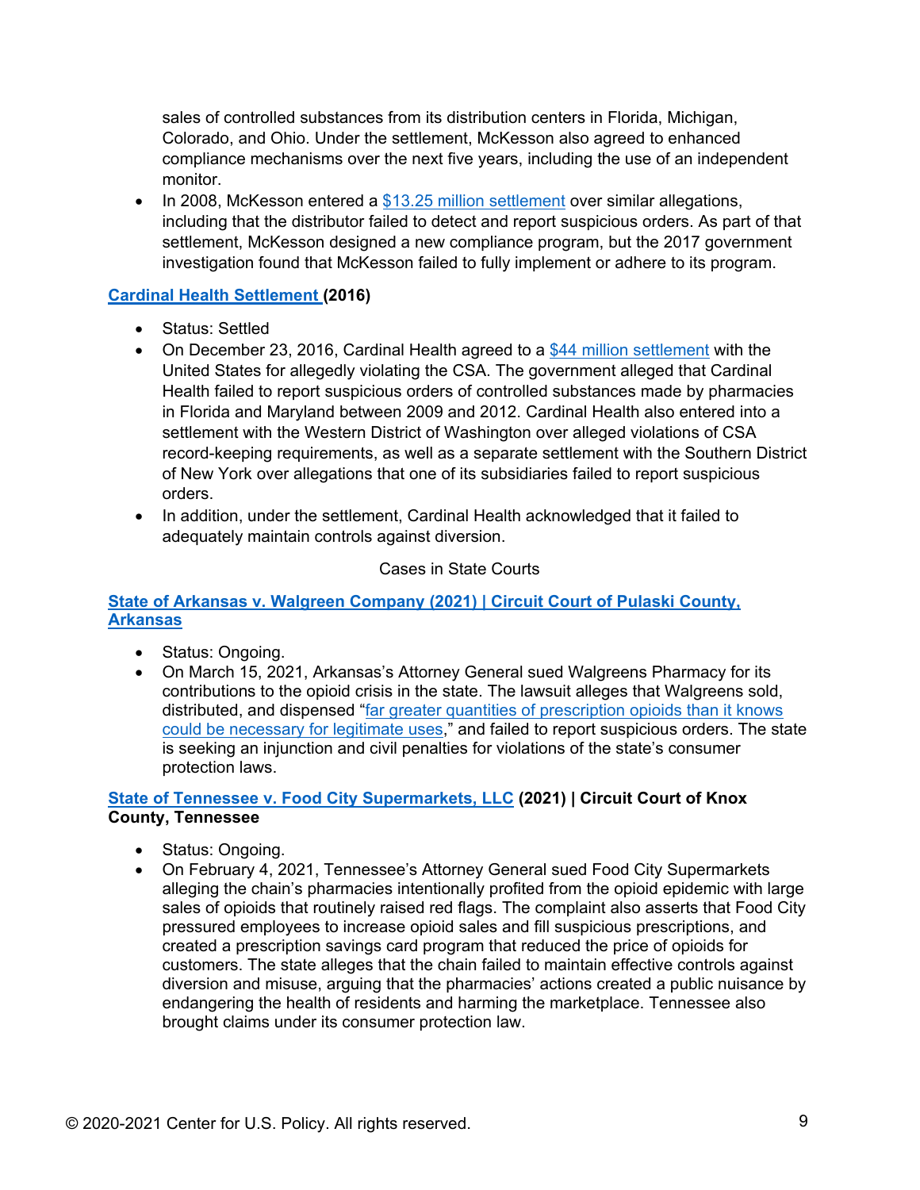sales of controlled substances from its distribution centers in Florida, Michigan, Colorado, and Ohio. Under the settlement, McKesson also agreed to enhanced compliance mechanisms over the next five years, including the use of an independent monitor.

- In 2008, McKesson entered a $13.25 million settlement over similar allegations, including that the distributor failed to detect and report suspicious orders. As part of that settlement, McKesson designed a new compliance program, but the 2017 government investigation found that McKesson failed to fully implement or adhere to its program.

**Cardinal Health Settlement (2016)**

- Status: Settled
- On December 23, 2016, Cardinal Health agreed to a $44 million settlement with the United States for allegedly violating the CSA. The government alleged that Cardinal Health failed to report suspicious orders of controlled substances made by pharmacies in Florida and Maryland between 2009 and 2012. Cardinal Health also entered into a settlement with the Western District of Washington over alleged violations of CSA record-keeping requirements, as well as a separate settlement with the Southern District of New York over allegations that one of its subsidiaries failed to report suspicious orders.
- In addition, under the settlement, Cardinal Health acknowledged that it failed to adequately maintain controls against diversion.

Cases in State Courts

**State of Arkansas v. Walgreen Company (2021) | Circuit Court of Pulaski County, Arkansas**

- Status: Ongoing.
- On March 15, 2021, Arkansas's Attorney General sued Walgreens Pharmacy for its contributions to the opioid crisis in the state. The lawsuit alleges that Walgreens sold, distributed, and dispensed "far greater quantities of prescription opioids than it knows could be necessary for legitimate uses," and failed to report suspicious orders. The state is seeking an injunction and civil penalties for violations of the state's consumer protection laws.

**State of Tennessee v. Food City Supermarkets, LLC (2021) | Circuit Court of Knox County, Tennessee**

- Status: Ongoing.
- On February 4, 2021, Tennessee's Attorney General sued Food City Supermarkets alleging the chain's pharmacies intentionally profited from the opioid epidemic with large sales of opioids that routinely raised red flags. The complaint also asserts that Food City pressured employees to increase opioid sales and fill suspicious prescriptions, and created a prescription savings card program that reduced the price of opioids for customers. The state alleges that the chain failed to maintain effective controls against diversion and misuse, arguing that the pharmacies' actions created a public nuisance by endangering the health of residents and harming the marketplace. Tennessee also brought claims under its consumer protection law.

© 2020-2021 Center for U.S. Policy. All rights reserved.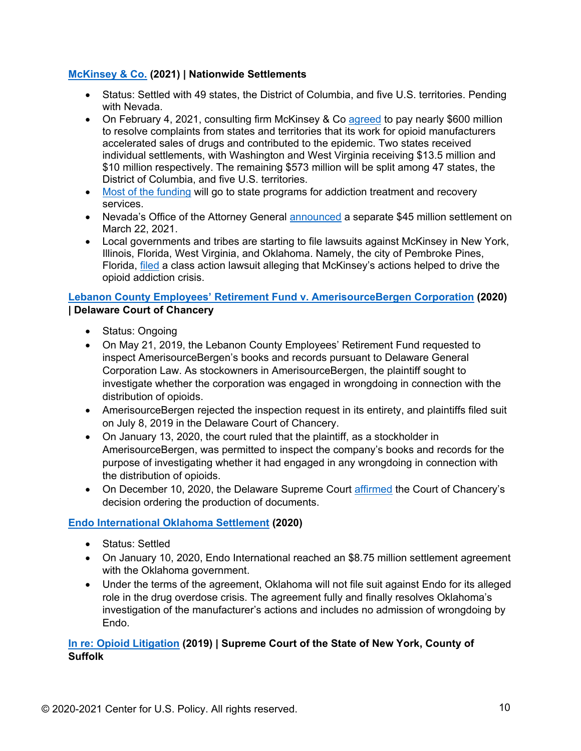**McKinsey & Co. (2021) | Nationwide Settlements**

- Status: Settled with 49 states, the District of Columbia, and five U.S. territories. Pending with Nevada.
- On February 4, 2021, consulting firm McKinsey & Co agreed to pay nearly $600 million to resolve complaints from states and territories that its work for opioid manufacturers accelerated sales of drugs and contributed to the epidemic. Two states received individual settlements, with Washington and West Virginia receiving $13.5 million and $10 million respectively. The remaining $573 million will be split among 47 states, the District of Columbia, and five U.S. territories.
- Most of the funding will go to state programs for addiction treatment and recovery services.
- Nevada's Office of the Attorney General announced a separate $45 million settlement on March 22, 2021.
- Local governments and tribes are starting to file lawsuits against McKinsey in New York, Illinois, Florida, West Virginia, and Oklahoma. Namely, the city of Pembroke Pines, Florida, filed a class action lawsuit alleging that McKinsey's actions helped to drive the opioid addiction crisis.

**Lebanon County Employees' Retirement Fund v. AmerisourceBergen Corporation (2020) | Delaware Court of Chancery**

- Status: Ongoing
- On May 21, 2019, the Lebanon County Employees' Retirement Fund requested to inspect AmerisourceBergen's books and records pursuant to Delaware General Corporation Law. As stockowners in AmerisourceBergen, the plaintiff sought to investigate whether the corporation was engaged in wrongdoing in connection with the distribution of opioids.
- AmerisourceBergen rejected the inspection request in its entirety, and plaintiffs filed suit on July 8, 2019 in the Delaware Court of Chancery.
- On January 13, 2020, the court ruled that the plaintiff, as a stockholder in AmerisourceBergen, was permitted to inspect the company's books and records for the purpose of investigating whether it had engaged in any wrongdoing in connection with the distribution of opioids.
- On December 10, 2020, the Delaware Supreme Court affirmed the Court of Chancery's decision ordering the production of documents.

**Endo International Oklahoma Settlement (2020)**

- Status: Settled
- On January 10, 2020, Endo International reached an $8.75 million settlement agreement with the Oklahoma government.
- Under the terms of the agreement, Oklahoma will not file suit against Endo for its alleged role in the drug overdose crisis. The agreement fully and finally resolves Oklahoma's investigation of the manufacturer's actions and includes no admission of wrongdoing by Endo.

**In re: Opioid Litigation (2019) | Supreme Court of the State of New York, County of Suffolk**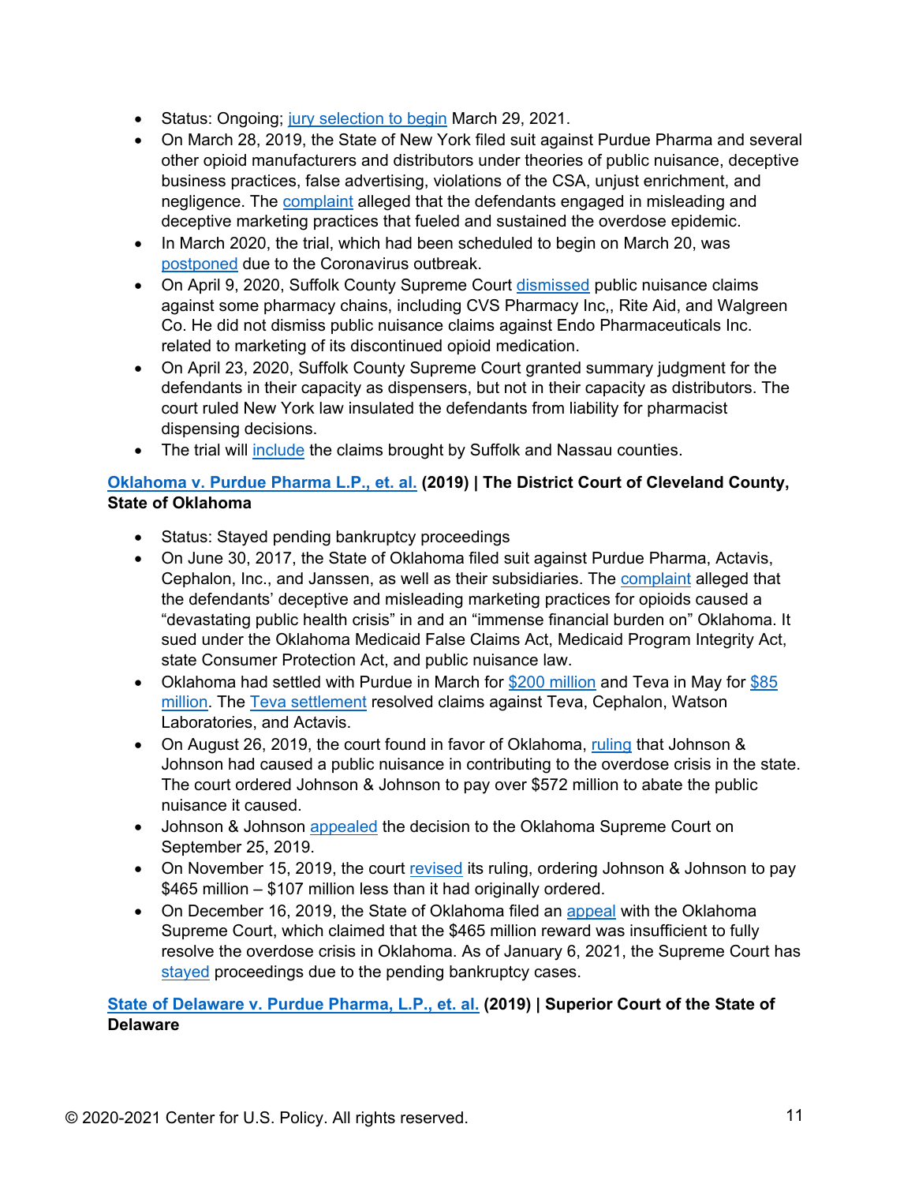- Status: Ongoing; jury selection to begin March 29, 2021.
- On March 28, 2019, the State of New York filed suit against Purdue Pharma and several other opioid manufacturers and distributors under theories of public nuisance, deceptive business practices, false advertising, violations of the CSA, unjust enrichment, and negligence. The complaint alleged that the defendants engaged in misleading and deceptive marketing practices that fueled and sustained the overdose epidemic.
- In March 2020, the trial, which had been scheduled to begin on March 20, was postponed due to the Coronavirus outbreak.
- On April 9, 2020, Suffolk County Supreme Court dismissed public nuisance claims against some pharmacy chains, including CVS Pharmacy Inc,, Rite Aid, and Walgreen Co. He did not dismiss public nuisance claims against Endo Pharmaceuticals Inc. related to marketing of its discontinued opioid medication.
- On April 23, 2020, Suffolk County Supreme Court granted summary judgment for the defendants in their capacity as dispensers, but not in their capacity as distributors. The court ruled New York law insulated the defendants from liability for pharmacist dispensing decisions.
- The trial will include the claims brought by Suffolk and Nassau counties.

**Oklahoma v. Purdue Pharma L.P., et. al. (2019) | The District Court of Cleveland County, State of Oklahoma**

- Status: Stayed pending bankruptcy proceedings
- On June 30, 2017, the State of Oklahoma filed suit against Purdue Pharma, Actavis, Cephalon, Inc., and Janssen, as well as their subsidiaries. The complaint alleged that the defendants' deceptive and misleading marketing practices for opioids caused a "devastating public health crisis" in and an "immense financial burden on" Oklahoma. It sued under the Oklahoma Medicaid False Claims Act, Medicaid Program Integrity Act, state Consumer Protection Act, and public nuisance law.
- Oklahoma had settled with Purdue in March for $200 million and Teva in May for $85 million. The Teva settlement resolved claims against Teva, Cephalon, Watson Laboratories, and Actavis.
- On August 26, 2019, the court found in favor of Oklahoma, ruling that Johnson & Johnson had caused a public nuisance in contributing to the overdose crisis in the state. The court ordered Johnson & Johnson to pay over $572 million to abate the public nuisance it caused.
- Johnson & Johnson appealed the decision to the Oklahoma Supreme Court on September 25, 2019.
- On November 15, 2019, the court revised its ruling, ordering Johnson & Johnson to pay $465 million – $107 million less than it had originally ordered.
- On December 16, 2019, the State of Oklahoma filed an appeal with the Oklahoma Supreme Court, which claimed that the $465 million reward was insufficient to fully resolve the overdose crisis in Oklahoma. As of January 6, 2021, the Supreme Court has stayed proceedings due to the pending bankruptcy cases.

**State of Delaware v. Purdue Pharma, L.P., et. al. (2019) | Superior Court of the State of Delaware**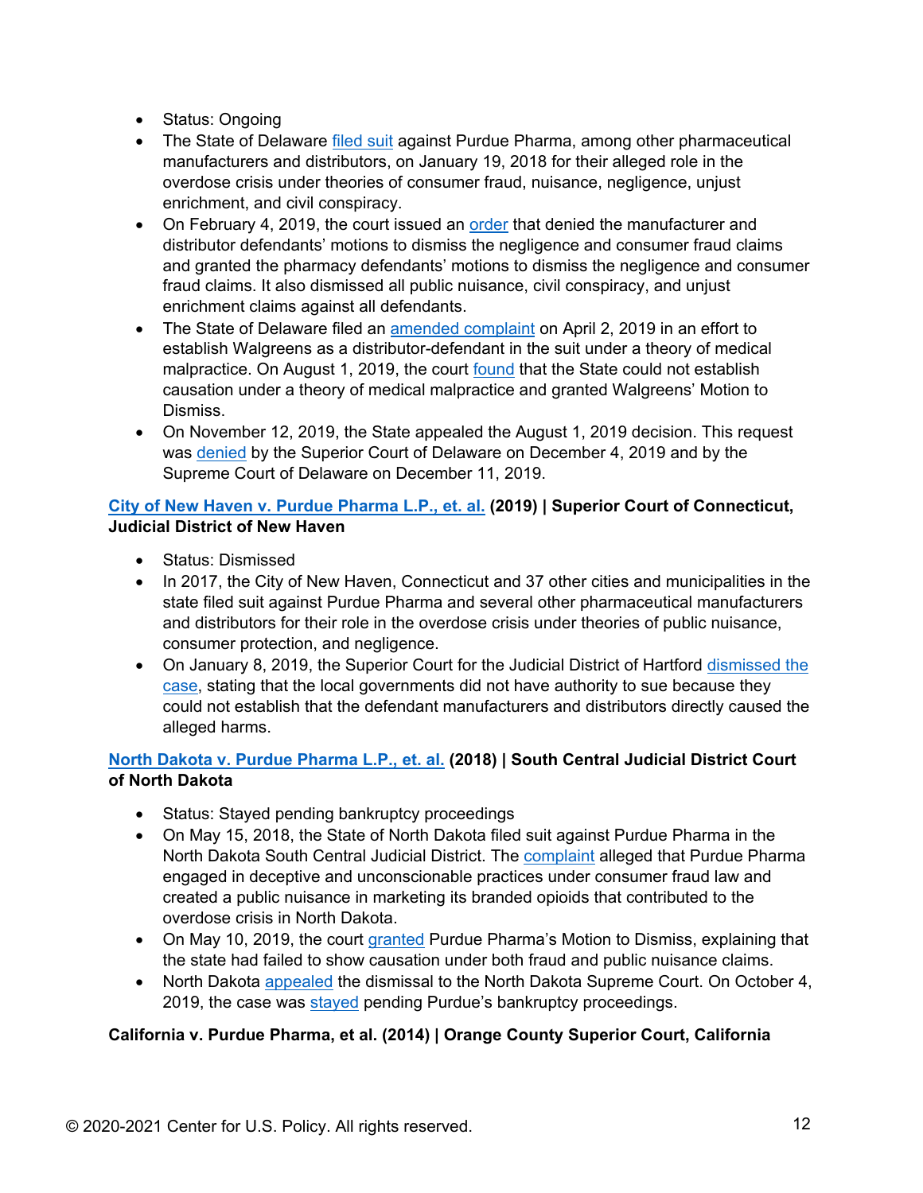- Status: Ongoing
- The State of Delaware filed suit against Purdue Pharma, among other pharmaceutical manufacturers and distributors, on January 19, 2018 for their alleged role in the overdose crisis under theories of consumer fraud, nuisance, negligence, unjust enrichment, and civil conspiracy.
- On February 4, 2019, the court issued an order that denied the manufacturer and distributor defendants' motions to dismiss the negligence and consumer fraud claims and granted the pharmacy defendants' motions to dismiss the negligence and consumer fraud claims. It also dismissed all public nuisance, civil conspiracy, and unjust enrichment claims against all defendants.
- The State of Delaware filed an amended complaint on April 2, 2019 in an effort to establish Walgreens as a distributor-defendant in the suit under a theory of medical malpractice. On August 1, 2019, the court found that the State could not establish causation under a theory of medical malpractice and granted Walgreens' Motion to Dismiss.
- On November 12, 2019, the State appealed the August 1, 2019 decision. This request was denied by the Superior Court of Delaware on December 4, 2019 and by the Supreme Court of Delaware on December 11, 2019.

**City of New Haven v. Purdue Pharma L.P., et. al. (2019) | Superior Court of Connecticut, Judicial District of New Haven**

- Status: Dismissed
- In 2017, the City of New Haven, Connecticut and 37 other cities and municipalities in the state filed suit against Purdue Pharma and several other pharmaceutical manufacturers and distributors for their role in the overdose crisis under theories of public nuisance, consumer protection, and negligence.
- On January 8, 2019, the Superior Court for the Judicial District of Hartford dismissed the case, stating that the local governments did not have authority to sue because they could not establish that the defendant manufacturers and distributors directly caused the alleged harms.

**North Dakota v. Purdue Pharma L.P., et. al. (2018) | South Central Judicial District Court of North Dakota**

- Status: Stayed pending bankruptcy proceedings
- On May 15, 2018, the State of North Dakota filed suit against Purdue Pharma in the North Dakota South Central Judicial District. The complaint alleged that Purdue Pharma engaged in deceptive and unconscionable practices under consumer fraud law and created a public nuisance in marketing its branded opioids that contributed to the overdose crisis in North Dakota.
- On May 10, 2019, the court granted Purdue Pharma's Motion to Dismiss, explaining that the state had failed to show causation under both fraud and public nuisance claims.
- North Dakota appealed the dismissal to the North Dakota Supreme Court. On October 4, 2019, the case was stayed pending Purdue's bankruptcy proceedings.

**California v. Purdue Pharma, et al. (2014) | Orange County Superior Court, California**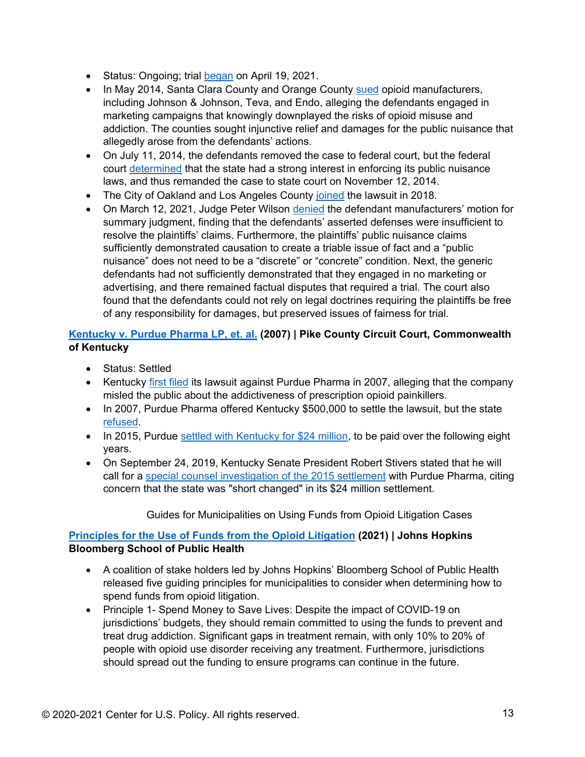- Status: Ongoing; trial began on April 19, 2021.
- In May 2014, Santa Clara County and Orange County sued opioid manufacturers, including Johnson & Johnson, Teva, and Endo, alleging the defendants engaged in marketing campaigns that knowingly downplayed the risks of opioid misuse and addiction. The counties sought injunctive relief and damages for the public nuisance that allegedly arose from the defendants' actions.
- On July 11, 2014, the defendants removed the case to federal court, but the federal court determined that the state had a strong interest in enforcing its public nuisance laws, and thus remanded the case to state court on November 12, 2014.
- The City of Oakland and Los Angeles County joined the lawsuit in 2018.
- On March 12, 2021, Judge Peter Wilson denied the defendant manufacturers' motion for summary judgment, finding that the defendants' asserted defenses were insufficient to resolve the plaintiffs' claims. Furthermore, the plaintiffs' public nuisance claims sufficiently demonstrated causation to create a triable issue of fact and a "public nuisance" does not need to be a "discrete" or "concrete" condition. Next, the generic defendants had not sufficiently demonstrated that they engaged in no marketing or advertising, and there remained factual disputes that required a trial. The court also found that the defendants could not rely on legal doctrines requiring the plaintiffs be free of any responsibility for damages, but preserved issues of fairness for trial.

**Kentucky v. Purdue Pharma LP, et. al. (2007) | Pike County Circuit Court, Commonwealth of Kentucky**

- Status: Settled
- Kentucky first filed its lawsuit against Purdue Pharma in 2007, alleging that the company misled the public about the addictiveness of prescription opioid painkillers.
- In 2007, Purdue Pharma offered Kentucky $500,000 to settle the lawsuit, but the state refused.
- In 2015, Purdue settled with Kentucky for $24 million, to be paid over the following eight years.
- On September 24, 2019, Kentucky Senate President Robert Stivers stated that he will call for a special counsel investigation of the 2015 settlement with Purdue Pharma, citing concern that the state was "short changed" in its $24 million settlement.

Guides for Municipalities on Using Funds from Opioid Litigation Cases

**Principles for the Use of Funds from the Opioid Litigation (2021) | Johns Hopkins Bloomberg School of Public Health**

- A coalition of stake holders led by Johns Hopkins' Bloomberg School of Public Health released five guiding principles for municipalities to consider when determining how to spend funds from opioid litigation.
- Principle 1- Spend Money to Save Lives: Despite the impact of COVID-19 on jurisdictions' budgets, they should remain committed to using the funds to prevent and treat drug addiction. Significant gaps in treatment remain, with only 10% to 20% of people with opioid use disorder receiving any treatment. Furthermore, jurisdictions should spread out the funding to ensure programs can continue in the future.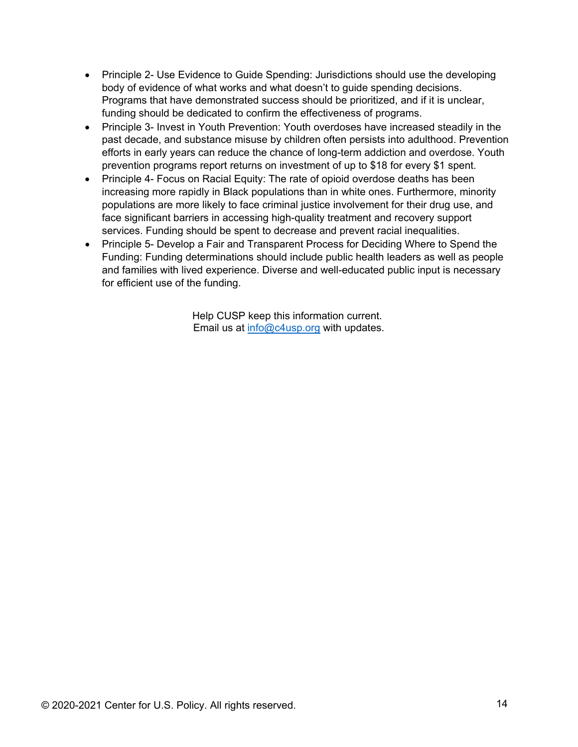- Principle 2- Use Evidence to Guide Spending: Jurisdictions should use the developing body of evidence of what works and what doesn't to guide spending decisions. Programs that have demonstrated success should be prioritized, and if it is unclear, funding should be dedicated to confirm the effectiveness of programs.
- Principle 3- Invest in Youth Prevention: Youth overdoses have increased steadily in the past decade, and substance misuse by children often persists into adulthood. Prevention efforts in early years can reduce the chance of long-term addiction and overdose. Youth prevention programs report returns on investment of up to $18 for every $1 spent.
- Principle 4- Focus on Racial Equity: The rate of opioid overdose deaths has been increasing more rapidly in Black populations than in white ones. Furthermore, minority populations are more likely to face criminal justice involvement for their drug use, and face significant barriers in accessing high-quality treatment and recovery support services. Funding should be spent to decrease and prevent racial inequalities.
- Principle 5- Develop a Fair and Transparent Process for Deciding Where to Spend the Funding: Funding determinations should include public health leaders as well as people and families with lived experience. Diverse and well-educated public input is necessary for efficient use of the funding.

Help CUSP keep this information current.
Email us at info@c4usp.org with updates.

© 2020-2021 Center for U.S. Policy. All rights reserved.